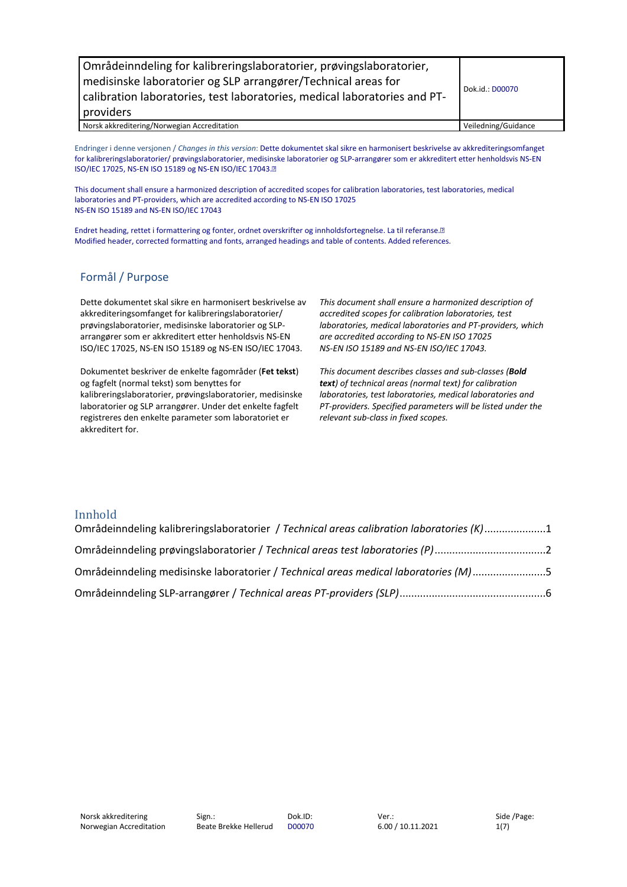| Områdeinndeling for kalibreringslaboratorier, prøvingslaboratorier, medisinske laboratorier og SLP arrangører/Technical areas for calibration laboratories, test laboratories, medical laboratories and PT-providers | Dok.id.: D00070 |
| --- | --- |
| Norsk akkreditering/Norwegian Accreditation | Veiledning/Guidance |

Endringer i denne versjonen / *Changes in this version*: Dette dokumentet skal sikre en harmonisert beskrivelse av akkrediteringsomfanget for kalibreringslaboratorier/ prøvingslaboratorier, medisinske laboratorier og SLP-arrangører som er akkreditert etter henholdsvis NS-EN ISO/IEC 17025, NS-EN ISO 15189 og NS-EN ISO/IEC 17043.

This document shall ensure a harmonized description of accredited scopes for calibration laboratories, test laboratories, medical laboratories and PT-providers, which are accredited according to NS-EN ISO 17025 NS-EN ISO 15189 and NS-EN ISO/IEC 17043

Endret heading, rettet i formattering og fonter, ordnet overskrifter og innholdsfortegnelse. La til referanse.
Modified header, corrected formatting and fonts, arranged headings and table of contents. Added references.

## Formål / Purpose

Dette dokumentet skal sikre en harmonisert beskrivelse av akkrediteringsomfanget for kalibreringslaboratorier/ prøvingslaboratorier, medisinske laboratorier og SLP-arrangører som er akkreditert etter henholdsvis NS-EN ISO/IEC 17025, NS-EN ISO 15189 og NS-EN ISO/IEC 17043.

Dokumentet beskriver de enkelte fagområder (**Fet tekst**) og fagfelt (normal tekst) som benyttes for kalibreringslaboratorier, prøvingslaboratorier, medisinske laboratorier og SLP arrangører. Under det enkelte fagfelt registreres den enkelte parameter som laboratoriet er akkreditert for.

*This document shall ensure a harmonized description of accredited scopes for calibration laboratories, test laboratories, medical laboratories and PT-providers, which are accredited according to NS-EN ISO 17025 NS-EN ISO 15189 and NS-EN ISO/IEC 17043.*

*This document describes classes and sub-classes (**Bold text**) of technical areas (normal text) for calibration laboratories, test laboratories, medical laboratories and PT-providers. Specified parameters will be listed under the relevant sub-class in fixed scopes.*

## Innhold

Områdeinndeling kalibreringslaboratorier / *Technical areas calibration laboratories (K)* ..................... 1

Områdeinndeling prøvingslaboratorier / *Technical areas test laboratories (P)* ..................... 2

Områdeinndeling medisinske laboratorier / *Technical areas medical laboratories (M)* ..................... 5

Områdeinndeling SLP-arrangører / *Technical areas PT-providers (SLP)* ..................... 6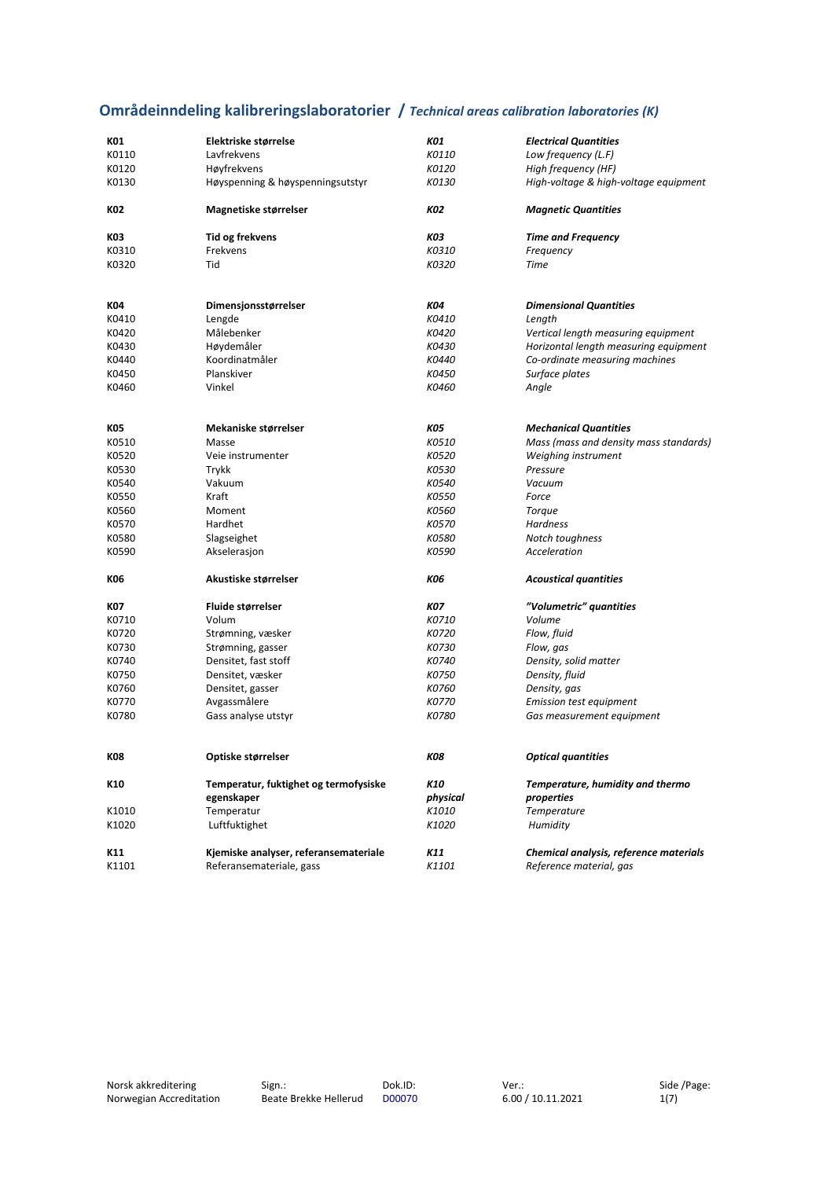## Områdeinndeling kalibreringslaboratorier / *Technical areas calibration laboratories (K)*

| | | | |
|---|---|---|---|
| **K01** | **Elektriske størrelse** | ***K01*** | ***Electrical Quantities*** |
| K0110 | Lavfrekvens | *K0110* | *Low frequency (L.F)* |
| K0120 | Høyfrekvens | *K0120* | *High frequency (HF)* |
| K0130 | Høyspenning & høyspenningsutstyr | *K0130* | *High-voltage & high-voltage equipment* |
| **K02** | **Magnetiske størrelser** | ***K02*** | ***Magnetic Quantities*** |
| **K03** | **Tid og frekvens** | ***K03*** | ***Time and Frequency*** |
| K0310 | Frekvens | *K0310* | *Frequency* |
| K0320 | Tid | *K0320* | *Time* |
| **K04** | **Dimensjonsstørrelser** | ***K04*** | ***Dimensional Quantities*** |
| K0410 | Lengde | *K0410* | *Length* |
| K0420 | Målebenker | *K0420* | *Vertical length measuring equipment* |
| K0430 | Høydemåler | *K0430* | *Horizontal length measuring equipment* |
| K0440 | Koordinatmåler | *K0440* | *Co-ordinate measuring machines* |
| K0450 | Planskiver | *K0450* | *Surface plates* |
| K0460 | Vinkel | *K0460* | *Angle* |
| **K05** | **Mekaniske størrelser** | ***K05*** | ***Mechanical Quantities*** |
| K0510 | Masse | *K0510* | *Mass (mass and density mass standards)* |
| K0520 | Veie instrumenter | *K0520* | *Weighing instrument* |
| K0530 | Trykk | *K0530* | *Pressure* |
| K0540 | Vakuum | *K0540* | *Vacuum* |
| K0550 | Kraft | *K0550* | *Force* |
| K0560 | Moment | *K0560* | *Torque* |
| K0570 | Hardhet | *K0570* | *Hardness* |
| K0580 | Slagseighet | *K0580* | *Notch toughness* |
| K0590 | Akselerasjon | *K0590* | *Acceleration* |
| **K06** | **Akustiske størrelser** | ***K06*** | ***Acoustical quantities*** |
| **K07** | **Fluide størrelser** | ***K07*** | ***"Volumetric" quantities*** |
| K0710 | Volum | *K0710* | *Volume* |
| K0720 | Strømning, væsker | *K0720* | *Flow, fluid* |
| K0730 | Strømning, gasser | *K0730* | *Flow, gas* |
| K0740 | Densitet, fast stoff | *K0740* | *Density, solid matter* |
| K0750 | Densitet, væsker | *K0750* | *Density, fluid* |
| K0760 | Densitet, gasser | *K0760* | *Density, gas* |
| K0770 | Avgassmålere | *K0770* | *Emission test equipment* |
| K0780 | Gass analyse utstyr | *K0780* | *Gas measurement equipment* |
| **K08** | **Optiske størrelser** | ***K08*** | ***Optical quantities*** |
| **K10** | **Temperatur, fuktighet og termofysiske egenskaper** | ***K10 physical*** | ***Temperature, humidity and thermo properties*** |
| K1010 | Temperatur | *K1010* | *Temperature* |
| K1020 | Luftfuktighet | *K1020* | *Humidity* |
| **K11** | **Kjemiske analyser, referansemateriale** | ***K11*** | ***Chemical analysis, reference materials*** |
| K1101 | Referansemateriale, gass | *K1101* | *Reference material, gas* |

Norsk akkreditering / Norwegian Accreditation | Sign.: Beate Brekke Hellerud | Dok.ID: D00070 | Ver.: 6.00 / 10.11.2021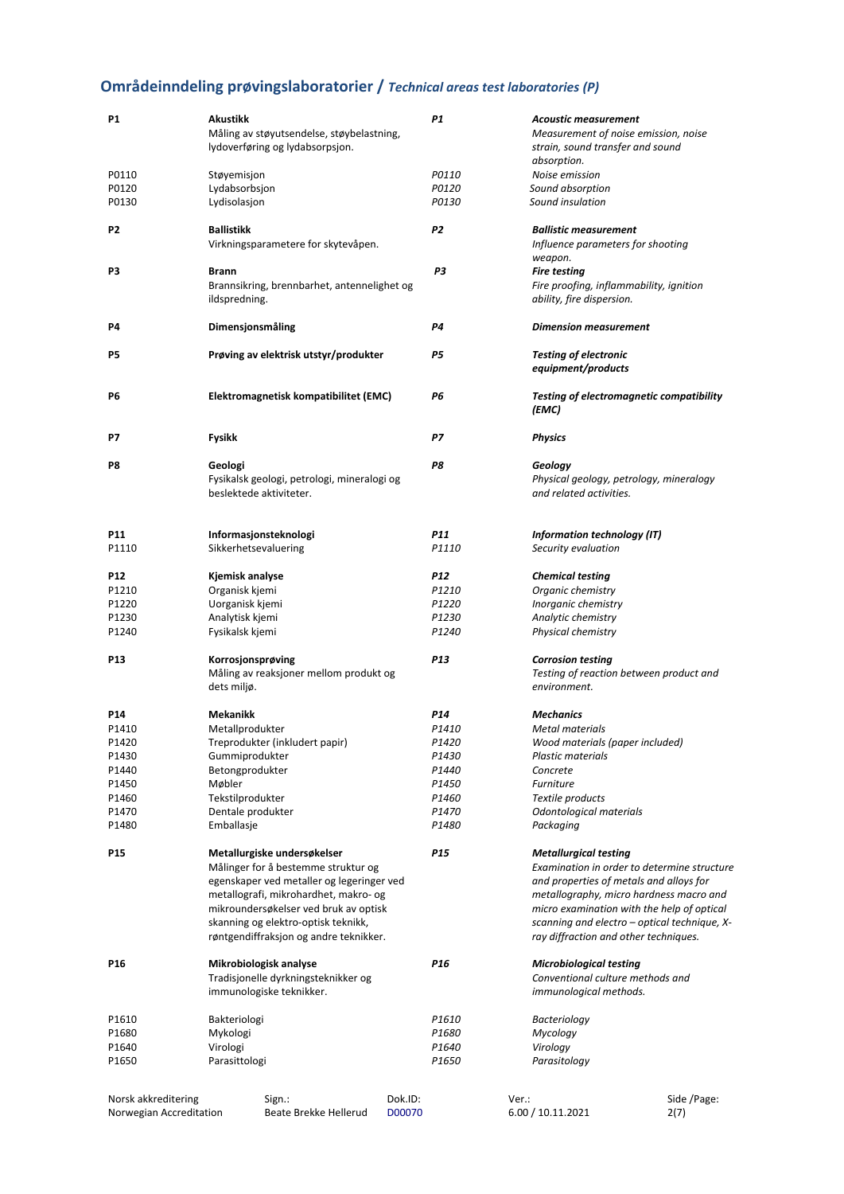## Områdeinndeling prøvingslaboratorier / *Technical areas test laboratories (P)*

| | | | |
|---|---|---|---|
| **P1** | **Akustikk**<br>Måling av støyutsendelse, støybelastning, lydoverføring og lydabsorpsjon. | ***P1*** | ***Acoustic measurement***<br>*Measurement of noise emission, noise strain, sound transfer and sound absorption.* |
| P0110 | Støyemisjon | *P0110* | *Noise emission* |
| P0120 | Lydabsorbsjon | *P0120* | *Sound absorption* |
| P0130 | Lydisolasjon | *P0130* | *Sound insulation* |
| **P2** | **Ballistikk**<br>Virkningsparametere for skytevåpen. | ***P2*** | ***Ballistic measurement***<br>*Influence parameters for shooting weapon.* |
| **P3** | **Brann**<br>Brannsikring, brennbarhet, antennelighet og ildspredning. | ***P3*** | ***Fire testing***<br>*Fire proofing, inflammability, ignition ability, fire dispersion.* |
| **P4** | **Dimensjonsmåling** | ***P4*** | ***Dimension measurement*** |
| **P5** | **Prøving av elektrisk utstyr/produkter** | ***P5*** | ***Testing of electronic equipment/products*** |
| **P6** | **Elektromagnetisk kompatibilitet (EMC)** | ***P6*** | ***Testing of electromagnetic compatibility (EMC)*** |
| **P7** | **Fysikk** | ***P7*** | ***Physics*** |
| **P8** | **Geologi**<br>Fysikalsk geologi, petrologi, mineralogi og beslektede aktiviteter. | ***P8*** | ***Geology***<br>*Physical geology, petrology, mineralogy and related activities.* |
| **P11** | **Informasjonsteknologi** | ***P11*** | ***Information technology (IT)*** |
| P1110 | Sikkerhetsevaluering | *P1110* | *Security evaluation* |
| **P12** | **Kjemisk analyse** | ***P12*** | ***Chemical testing*** |
| P1210 | Organisk kjemi | *P1210* | *Organic chemistry* |
| P1220 | Uorganisk kjemi | *P1220* | *Inorganic chemistry* |
| P1230 | Analytisk kjemi | *P1230* | *Analytic chemistry* |
| P1240 | Fysikalsk kjemi | *P1240* | *Physical chemistry* |
| **P13** | **Korrosjonsprøving**<br>Måling av reaksjoner mellom produkt og dets miljø. | ***P13*** | ***Corrosion testing***<br>*Testing of reaction between product and environment.* |
| **P14** | **Mekanikk** | ***P14*** | ***Mechanics*** |
| P1410 | Metallprodukter | *P1410* | *Metal materials* |
| P1420 | Treprodukter (inkludert papir) | *P1420* | *Wood materials (paper included)* |
| P1430 | Gummiprodukter | *P1430* | *Plastic materials* |
| P1440 | Betongprodukter | *P1440* | *Concrete* |
| P1450 | Møbler | *P1450* | *Furniture* |
| P1460 | Tekstilprodukter | *P1460* | *Textile products* |
| P1470 | Dentale produkter | *P1470* | *Odontological materials* |
| P1480 | Emballasje | *P1480* | *Packaging* |
| **P15** | **Metallurgiske undersøkelser**<br>Målinger for å bestemme struktur og egenskaper ved metaller og legeringer ved metallografi, mikrohardhet, makro- og mikroundersøkelser ved bruk av optisk skanning og elektro-optisk teknikk, røntgendiffraksjon og andre teknikker. | ***P15*** | ***Metallurgical testing***<br>*Examination in order to determine structure and properties of metals and alloys for metallography, micro hardness macro and micro examination with the help of optical scanning and electro – optical technique, X-ray diffraction and other techniques.* |
| **P16** | **Mikrobiologisk analyse**<br>Tradisjonelle dyrkningsteknikker og immunologiske teknikker. | ***P16*** | ***Microbiological testing***<br>*Conventional culture methods and immunological methods.* |
| P1610 | Bakteriologi | *P1610* | *Bacteriology* |
| P1680 | Mykologi | *P1680* | *Mycology* |
| P1640 | Virologi | *P1640* | *Virology* |
| P1650 | Parasittologi | *P1650* | *Parasitology* |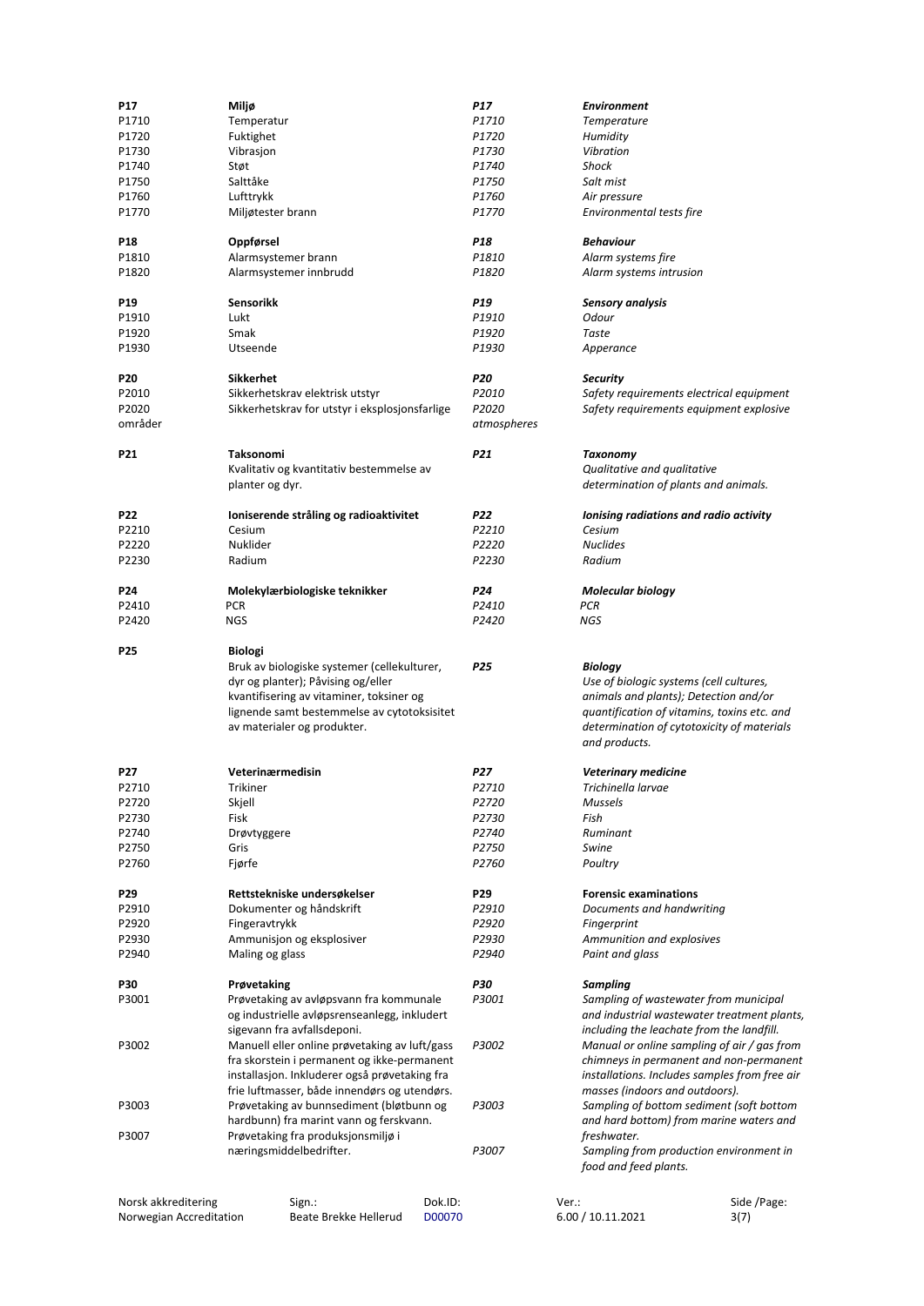| | | | |
|---|---|---|---|
| **P17** | **Miljø** | ***P17*** | ***Environment*** |
| P1710 | Temperatur | *P1710* | *Temperature* |
| P1720 | Fuktighet | *P1720* | *Humidity* |
| P1730 | Vibrasjon | *P1730* | *Vibration* |
| P1740 | Støt | *P1740* | *Shock* |
| P1750 | Salttåke | *P1750* | *Salt mist* |
| P1760 | Lufttrykk | *P1760* | *Air pressure* |
| P1770 | Miljøtester brann | *P1770* | *Environmental tests fire* |
| **P18** | **Oppførsel** | ***P18*** | ***Behaviour*** |
| P1810 | Alarmsystemer brann | *P1810* | *Alarm systems fire* |
| P1820 | Alarmsystemer innbrudd | *P1820* | *Alarm systems intrusion* |
| **P19** | **Sensorikk** | ***P19*** | ***Sensory analysis*** |
| P1910 | Lukt | *P1910* | *Odour* |
| P1920 | Smak | *P1920* | *Taste* |
| P1930 | Utseende | *P1930* | *Apperance* |
| **P20** | **Sikkerhet** | ***P20*** | ***Security*** |
| P2010 | Sikkerhetskrav elektrisk utstyr | *P2010* | *Safety requirements electrical equipment* |
| P2020 | Sikkerhetskrav for utstyr i eksplosjonsfarlige områder | *P2020* | *Safety requirements equipment explosive atmospheres* |
| **P21** | **Taksonomi**<br>Kvalitativ og kvantitativ bestemmelse av planter og dyr. | ***P21*** | ***Taxonomy***<br>*Qualitative and qualitative determination of plants and animals.* |
| **P22** | **Ioniserende stråling og radioaktivitet** | ***P22*** | ***Ionising radiations and radio activity*** |
| P2210 | Cesium | *P2210* | *Cesium* |
| P2220 | Nuklider | *P2220* | *Nuclides* |
| P2230 | Radium | *P2230* | *Radium* |
| **P24** | **Molekylærbiologiske teknikker** | ***P24*** | ***Molecular biology*** |
| P2410 | PCR | *P2410* | *PCR* |
| P2420 | NGS | *P2420* | *NGS* |
| **P25** | **Biologi**<br>Bruk av biologiske systemer (cellekulturer, dyr og planter); Påvising og/eller kvantifisering av vitaminer, toksiner og lignende samt bestemmelse av cytotoksisitet av materialer og produkter. | ***P25*** | ***Biology***<br>*Use of biologic systems (cell cultures, animals and plants); Detection and/or quantification of vitamins, toxins etc. and determination of cytotoxicity of materials and products.* |
| **P27** | **Veterinærmedisin** | ***P27*** | ***Veterinary medicine*** |
| P2710 | Trikiner | *P2710* | *Trichinella larvae* |
| P2720 | Skjell | *P2720* | *Mussels* |
| P2730 | Fisk | *P2730* | *Fish* |
| P2740 | Drøvtyggere | *P2740* | *Ruminant* |
| P2750 | Gris | *P2750* | *Swine* |
| P2760 | Fjørfe | *P2760* | *Poultry* |
| **P29** | **Rettstekniske undersøkelser** | **P29** | **Forensic examinations** |
| P2910 | Dokumenter og håndskrift | *P2910* | *Documents and handwriting* |
| P2920 | Fingeravtrykk | *P2920* | *Fingerprint* |
| P2930 | Ammunisjon og eksplosiver | *P2930* | *Ammunition and explosives* |
| P2940 | Maling og glass | *P2940* | *Paint and glass* |
| **P30** | **Prøvetaking** | ***P30*** | ***Sampling*** |
| P3001 | Prøvetaking av avløpsvann fra kommunale og industrielle avløpsrenseanlegg, inkludert sigevann fra avfallsdeponi. | *P3001* | *Sampling of wastewater from municipal and industrial wastewater treatment plants, including the leachate from the landfill.* |
| P3002 | Manuell eller online prøvetaking av luft/gass fra skorstein i permanent og ikke-permanent installasjon. Inkluderer også prøvetaking fra frie luftmasser, både innendørs og utendørs. | *P3002* | *Manual or online sampling of air / gas from chimneys in permanent and non-permanent installations. Includes samples from free air masses (indoors and outdoors).* |
| P3003 | Prøvetaking av bunnsediment (bløtbunn og hardbunn) fra marint vann og ferskvann. | *P3003* | *Sampling of bottom sediment (soft bottom and hard bottom) from marine waters and freshwater.* |
| P3007 | Prøvetaking fra produksjonsmiljø i næringsmiddelbedrifter. | *P3007* | *Sampling from production environment in food and feed plants.* |

Norsk akkreditering / Norwegian Accreditation — Sign.: Beate Brekke Hellerud — Dok.ID: D00070 — Ver.: 6.00 / 10.11.2021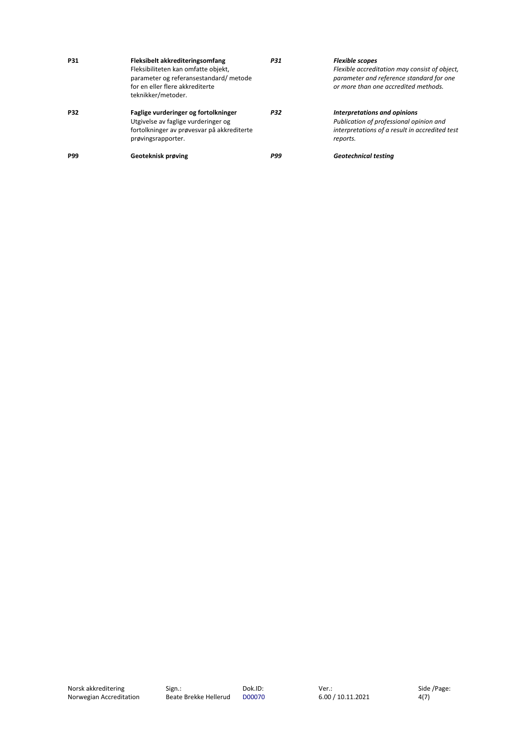| | | | |
|---|---|---|---|
| **P31** | **Fleksibelt akkrediteringsomfang**<br>Fleksibiliteten kan omfatte objekt, parameter og referansestandard/ metode for en eller flere akkrediterte teknikker/metoder. | ***P31*** | ***Flexible scopes***<br>*Flexible accreditation may consist of object, parameter and reference standard for one or more than one accredited methods.* |
| **P32** | **Faglige vurderinger og fortolkninger**<br>Utgivelse av faglige vurderinger og fortolkninger av prøvesvar på akkrediterte prøvingsrapporter. | ***P32*** | ***Interpretations and opinions***<br>*Publication of professional opinion and interpretations of a result in accredited test reports.* |
| **P99** | **Geoteknisk prøving** | ***P99*** | ***Geotechnical testing*** |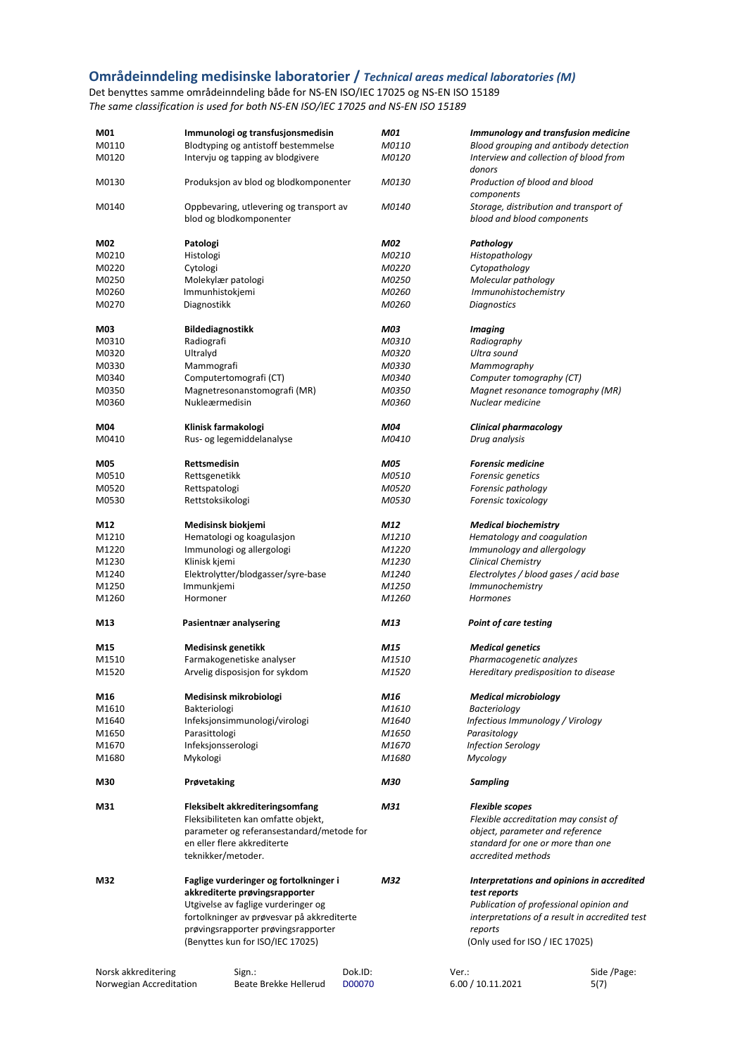## Områdeinndeling medisinske laboratorier / *Technical areas medical laboratories (M)*

Det benyttes samme områdeinndeling både for NS-EN ISO/IEC 17025 og NS-EN ISO 15189
*The same classification is used for both NS-EN ISO/IEC 17025 and NS-EN ISO 15189*

| | | | |
|---|---|---|---|
| **M01** | **Immunologi og transfusjonsmedisin** | ***M01*** | ***Immunology and transfusion medicine*** |
| M0110 | Blodtyping og antistoff bestemmelse | *M0110* | *Blood grouping and antibody detection* |
| M0120 | Intervju og tapping av blodgivere | *M0120* | *Interview and collection of blood from donors* |
| M0130 | Produksjon av blod og blodkomponenter | *M0130* | *Production of blood and blood components* |
| M0140 | Oppbevaring, utlevering og transport av blod og blodkomponenter | *M0140* | *Storage, distribution and transport of blood and blood components* |
| | | | |
| **M02** | **Patologi** | ***M02*** | ***Pathology*** |
| M0210 | Histologi | *M0210* | *Histopathology* |
| M0220 | Cytologi | *M0220* | *Cytopathology* |
| M0250 | Molekylær patologi | *M0250* | *Molecular pathology* |
| M0260 | Immunhistokjemi | *M0260* | *Immunohistochemistry* |
| M0270 | Diagnostikk | *M0260* | *Diagnostics* |
| | | | |
| **M03** | **Bildediagnostikk** | ***M03*** | ***Imaging*** |
| M0310 | Radiografi | *M0310* | *Radiography* |
| M0320 | Ultralyd | *M0320* | *Ultra sound* |
| M0330 | Mammografi | *M0330* | *Mammography* |
| M0340 | Computertomografi (CT) | *M0340* | *Computer tomography (CT)* |
| M0350 | Magnetresonanstomografi (MR) | *M0350* | *Magnet resonance tomography (MR)* |
| M0360 | Nukleærmedisin | *M0360* | *Nuclear medicine* |
| | | | |
| **M04** | **Klinisk farmakologi** | ***M04*** | ***Clinical pharmacology*** |
| M0410 | Rus- og legemiddelanalyse | *M0410* | *Drug analysis* |
| | | | |
| **M05** | **Rettsmedisin** | ***M05*** | ***Forensic medicine*** |
| M0510 | Rettsgenetikk | *M0510* | *Forensic genetics* |
| M0520 | Rettspatologi | *M0520* | *Forensic pathology* |
| M0530 | Rettstoksikologi | *M0530* | *Forensic toxicology* |
| | | | |
| **M12** | **Medisinsk biokjemi** | ***M12*** | ***Medical biochemistry*** |
| M1210 | Hematologi og koagulasjon | *M1210* | *Hematology and coagulation* |
| M1220 | Immunologi og allergologi | *M1220* | *Immunology and allergology* |
| M1230 | Klinisk kjemi | *M1230* | *Clinical Chemistry* |
| M1240 | Elektrolytter/blodgasser/syre-base | *M1240* | *Electrolytes / blood gases / acid base* |
| M1250 | Immunkjemi | *M1250* | *Immunochemistry* |
| M1260 | Hormoner | *M1260* | *Hormones* |
| | | | |
| **M13** | **Pasientnær analysering** | ***M13*** | ***Point of care testing*** |
| | | | |
| **M15** | **Medisinsk genetikk** | ***M15*** | ***Medical genetics*** |
| M1510 | Farmakogenetiske analyser | *M1510* | *Pharmacogenetic analyzes* |
| M1520 | Arvelig disposisjon for sykdom | *M1520* | *Hereditary predisposition to disease* |
| | | | |
| **M16** | **Medisinsk mikrobiologi** | ***M16*** | ***Medical microbiology*** |
| M1610 | Bakteriologi | *M1610* | *Bacteriology* |
| M1640 | Infeksjonsimmunologi/virologi | *M1640* | *Infectious Immunology / Virology* |
| M1650 | Parasittologi | *M1650* | *Parasitology* |
| M1670 | Infeksjonsserologi | *M1670* | *Infection Serology* |
| M1680 | Mykologi | *M1680* | *Mycology* |
| | | | |
| **M30** | **Prøvetaking** | ***M30*** | ***Sampling*** |
| | | | |
| **M31** | **Fleksibelt akkrediteringsomfang**<br>Fleksibiliteten kan omfatte objekt, parameter og referansestandard/metode for en eller flere akkrediterte teknikker/metoder. | ***M31*** | ***Flexible scopes***<br>*Flexible accreditation may consist of object, parameter and reference standard for one or more than one accredited methods* |
| | | | |
| **M32** | **Faglige vurderinger og fortolkninger i akkrediterte prøvingsrapporter**<br>Utgivelse av faglige vurderinger og fortolkninger av prøvesvar på akkrediterte prøvingsrapporter prøvingsrapporter<br>(Benyttes kun for ISO/IEC 17025) | ***M32*** | ***Interpretations and opinions in accredited test reports***<br>*Publication of professional opinion and interpretations of a result in accredited test reports*<br>(Only used for ISO / IEC 17025) |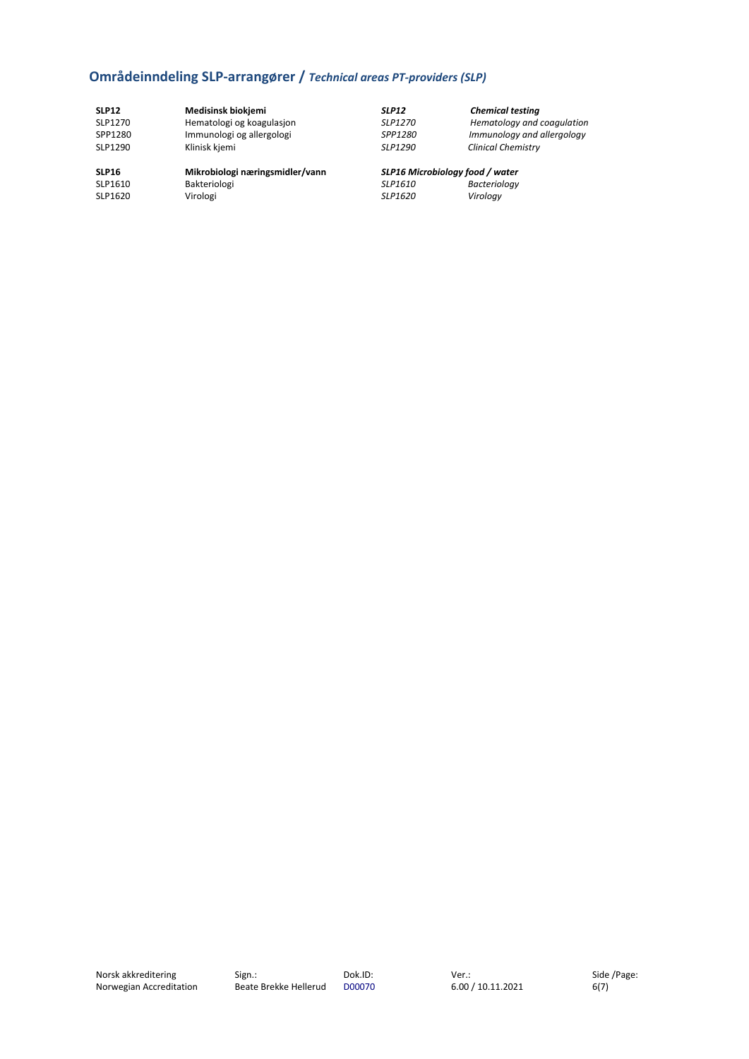## Områdeinndeling SLP-arrangører / *Technical areas PT-providers (SLP)*

| | | | |
|---|---|---|---|
| **SLP12** | **Medisinsk biokjemi** | ***SLP12*** | ***Chemical testing*** |
| SLP1270 | Hematologi og koagulasjon | *SLP1270* | *Hematology and coagulation* |
| SPP1280 | Immunologi og allergologi | *SPP1280* | *Immunology and allergology* |
| SLP1290 | Klinisk kjemi | *SLP1290* | *Clinical Chemistry* |
| **SLP16** | **Mikrobiologi næringsmidler/vann** | ***SLP16 Microbiology food / water*** | |
| SLP1610 | Bakteriologi | *SLP1610* | *Bacteriology* |
| SLP1620 | Virologi | *SLP1620* | *Virology* |